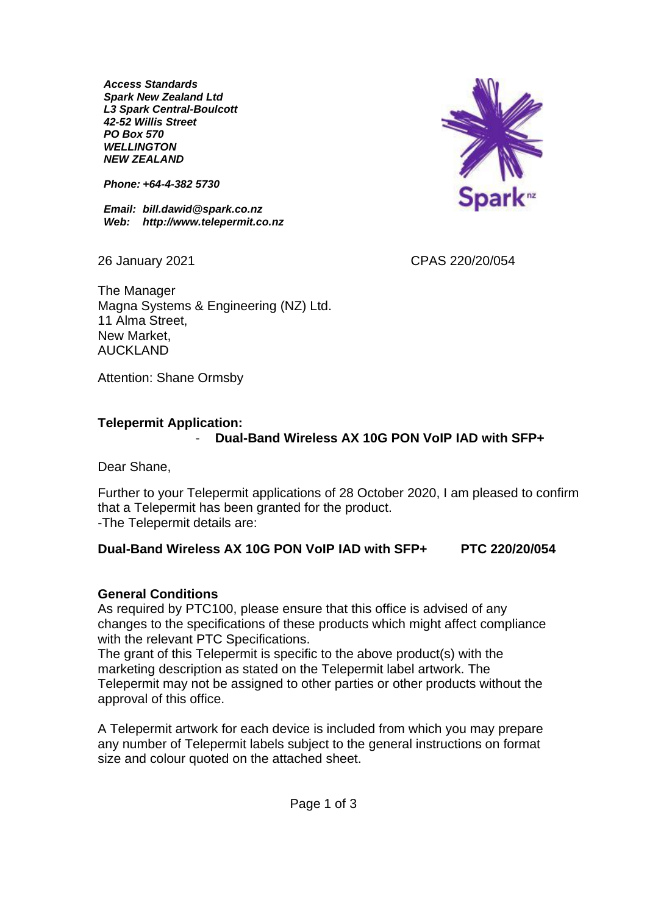***Access Standards***
***Spark New Zealand Ltd***
***L3 Spark Central-Boulcott***
***42-52 Willis Street***
***PO Box 570***
***WELLINGTON***
***NEW ZEALAND***

***Phone: +64-4-382 5730***

***Email: bill.dawid@spark.co.nz***
***Web: http://www.telepermit.co.nz***

26 January 2021 CPAS 220/20/054

The Manager
Magna Systems & Engineering (NZ) Ltd.
11 Alma Street,
New Market,
AUCKLAND

Attention: Shane Ormsby

**Telepermit Application:**
- **Dual-Band Wireless AX 10G PON VoIP IAD with SFP+**

Dear Shane,

Further to your Telepermit applications of 28 October 2020, I am pleased to confirm that a Telepermit has been granted for the product.
-The Telepermit details are:

**Dual-Band Wireless AX 10G PON VoIP IAD with SFP+ PTC 220/20/054**

**General Conditions**
As required by PTC100, please ensure that this office is advised of any changes to the specifications of these products which might affect compliance with the relevant PTC Specifications.
The grant of this Telepermit is specific to the above product(s) with the marketing description as stated on the Telepermit label artwork. The Telepermit may not be assigned to other parties or other products without the approval of this office.

A Telepermit artwork for each device is included from which you may prepare any number of Telepermit labels subject to the general instructions on format size and colour quoted on the attached sheet.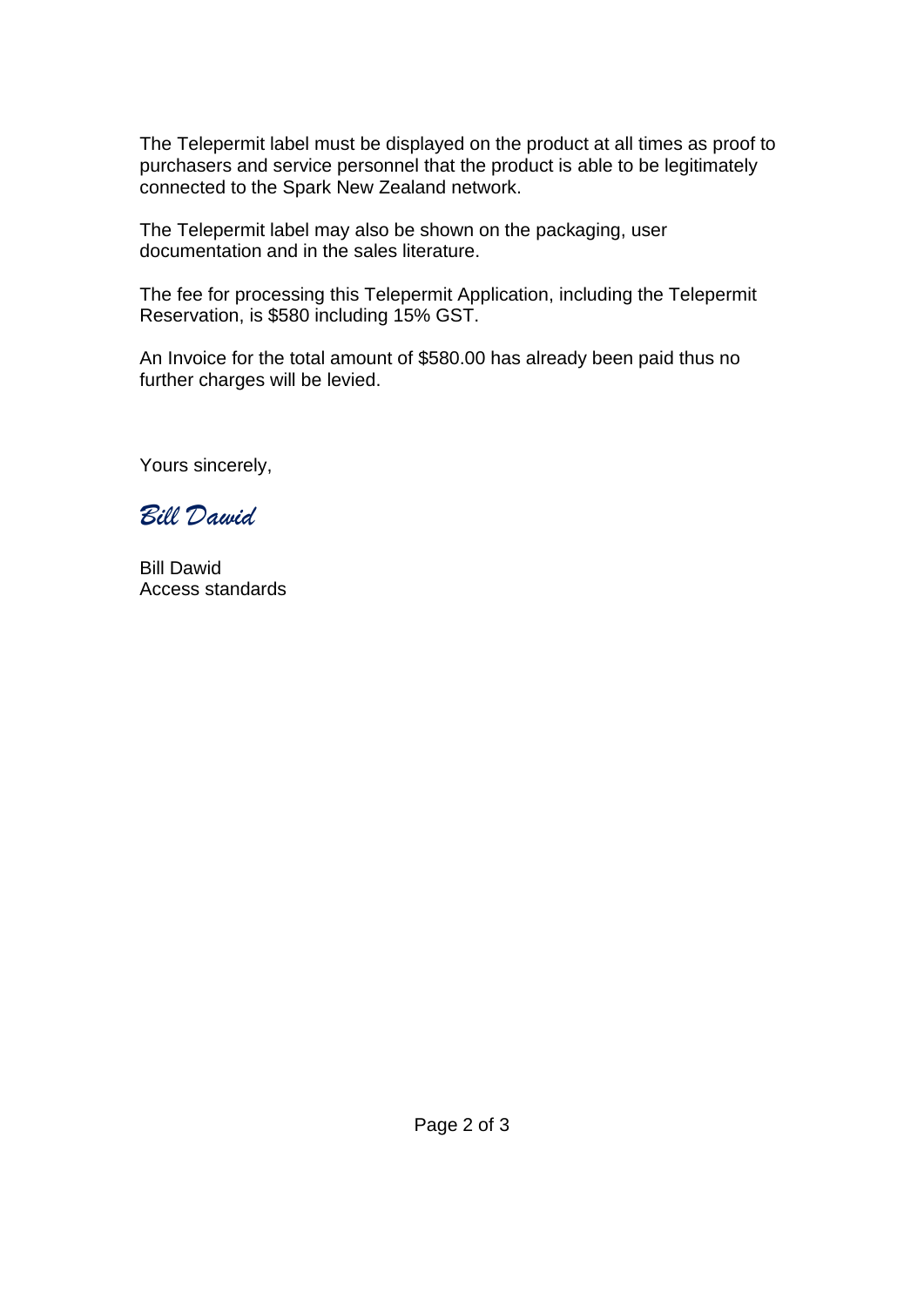The Telepermit label must be displayed on the product at all times as proof to purchasers and service personnel that the product is able to be legitimately connected to the Spark New Zealand network.

The Telepermit label may also be shown on the packaging, user documentation and in the sales literature.

The fee for processing this Telepermit Application, including the Telepermit Reservation, is $580 including 15% GST.

An Invoice for the total amount of $580.00 has already been paid thus no further charges will be levied.

Yours sincerely,

*Bill Dawid*

Bill Dawid
Access standards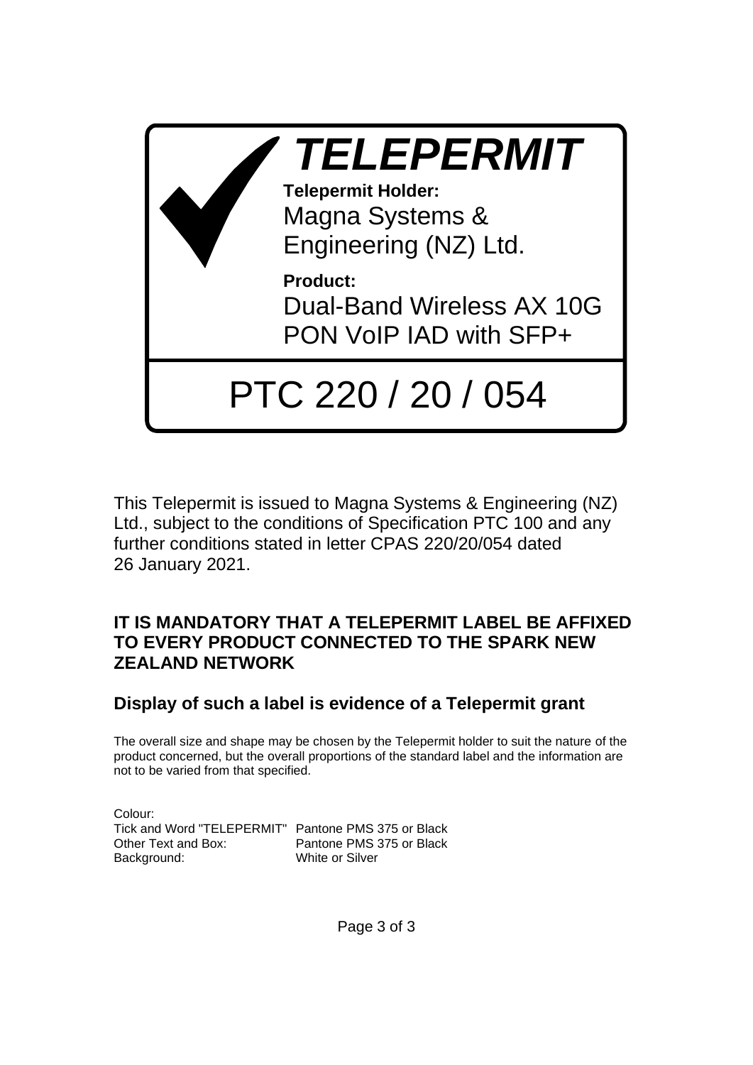# *TELEPERMIT*

**Telepermit Holder:**
Magna Systems & Engineering (NZ) Ltd.

**Product:**
Dual-Band Wireless AX 10G PON VoIP IAD with SFP+

PTC 220 / 20 / 054

This Telepermit is issued to Magna Systems & Engineering (NZ) Ltd., subject to the conditions of Specification PTC 100 and any further conditions stated in letter CPAS 220/20/054 dated 26 January 2021.

**IT IS MANDATORY THAT A TELEPERMIT LABEL BE AFFIXED TO EVERY PRODUCT CONNECTED TO THE SPARK NEW ZEALAND NETWORK**

**Display of such a label is evidence of a Telepermit grant**

The overall size and shape may be chosen by the Telepermit holder to suit the nature of the product concerned, but the overall proportions of the standard label and the information are not to be varied from that specified.

Colour:

| | |
|---|---|
| Tick and Word "TELEPERMIT" | Pantone PMS 375 or Black |
| Other Text and Box: | Pantone PMS 375 or Black |
| Background: | White or Silver |